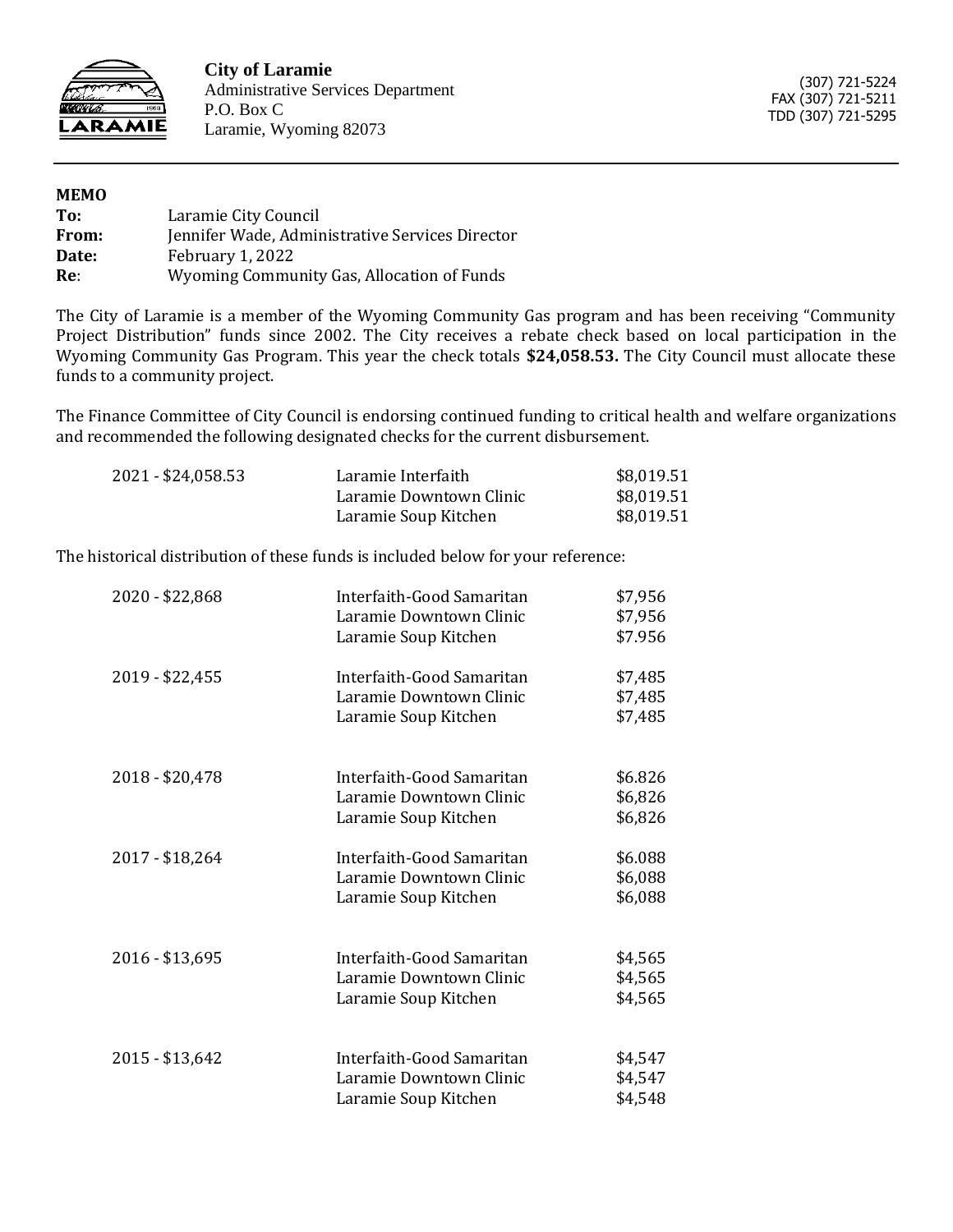**City of Laramie**
Administrative Services Department
P.O. Box C
Laramie, Wyoming 82073

(307) 721-5224
FAX (307) 721-5211
TDD (307) 721-5295

**MEMO**

**To:** Laramie City Council
**From:** Jennifer Wade, Administrative Services Director
**Date:** February 1, 2022
**Re**: Wyoming Community Gas, Allocation of Funds

The City of Laramie is a member of the Wyoming Community Gas program and has been receiving "Community Project Distribution" funds since 2002. The City receives a rebate check based on local participation in the Wyoming Community Gas Program. This year the check totals **$24,058.53.** The City Council must allocate these funds to a community project.

The Finance Committee of City Council is endorsing continued funding to critical health and welfare organizations and recommended the following designated checks for the current disbursement.

| | | |
|---|---|---|
| 2021 - $24,058.53 | Laramie Interfaith | $8,019.51 |
| | Laramie Downtown Clinic | $8,019.51 |
| | Laramie Soup Kitchen | $8,019.51 |

The historical distribution of these funds is included below for your reference:

| | | |
|---|---|---|
| 2020 - $22,868 | Interfaith-Good Samaritan | $7,956 |
| | Laramie Downtown Clinic | $7,956 |
| | Laramie Soup Kitchen | $7.956 |
| 2019 - $22,455 | Interfaith-Good Samaritan | $7,485 |
| | Laramie Downtown Clinic | $7,485 |
| | Laramie Soup Kitchen | $7,485 |
| 2018 - $20,478 | Interfaith-Good Samaritan | $6.826 |
| | Laramie Downtown Clinic | $6,826 |
| | Laramie Soup Kitchen | $6,826 |
| 2017 - $18,264 | Interfaith-Good Samaritan | $6.088 |
| | Laramie Downtown Clinic | $6,088 |
| | Laramie Soup Kitchen | $6,088 |
| 2016 - $13,695 | Interfaith-Good Samaritan | $4,565 |
| | Laramie Downtown Clinic | $4,565 |
| | Laramie Soup Kitchen | $4,565 |
| 2015 - $13,642 | Interfaith-Good Samaritan | $4,547 |
| | Laramie Downtown Clinic | $4,547 |
| | Laramie Soup Kitchen | $4,548 |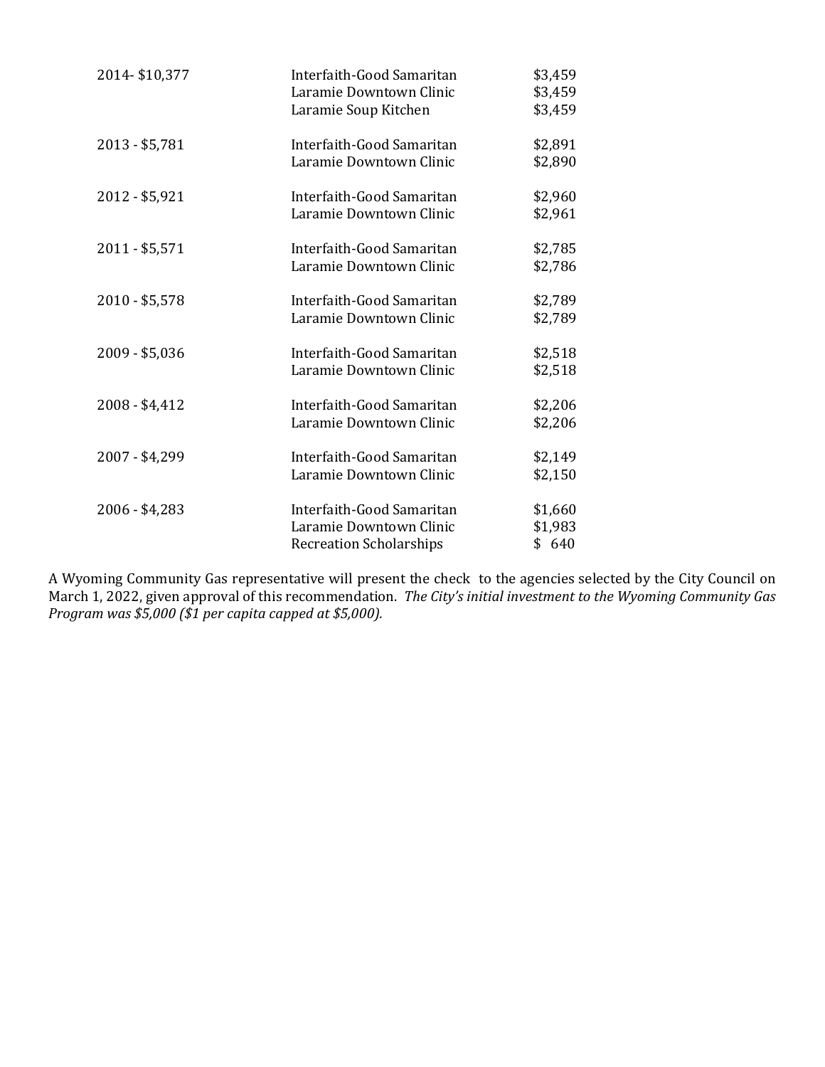| | | |
|---|---|---|
| 2014- $10,377 | Interfaith-Good Samaritan | $3,459 |
| | Laramie Downtown Clinic | $3,459 |
| | Laramie Soup Kitchen | $3,459 |
| 2013 - $5,781 | Interfaith-Good Samaritan | $2,891 |
| | Laramie Downtown Clinic | $2,890 |
| 2012 - $5,921 | Interfaith-Good Samaritan | $2,960 |
| | Laramie Downtown Clinic | $2,961 |
| 2011 - $5,571 | Interfaith-Good Samaritan | $2,785 |
| | Laramie Downtown Clinic | $2,786 |
| 2010 - $5,578 | Interfaith-Good Samaritan | $2,789 |
| | Laramie Downtown Clinic | $2,789 |
| 2009 - $5,036 | Interfaith-Good Samaritan | $2,518 |
| | Laramie Downtown Clinic | $2,518 |
| 2008 - $4,412 | Interfaith-Good Samaritan | $2,206 |
| | Laramie Downtown Clinic | $2,206 |
| 2007 - $4,299 | Interfaith-Good Samaritan | $2,149 |
| | Laramie Downtown Clinic | $2,150 |
| 2006 - $4,283 | Interfaith-Good Samaritan | $1,660 |
| | Laramie Downtown Clinic | $1,983 |
| | Recreation Scholarships | $ 640 |

A Wyoming Community Gas representative will present the check to the agencies selected by the City Council on March 1, 2022, given approval of this recommendation. *The City's initial investment to the Wyoming Community Gas Program was $5,000 ($1 per capita capped at $5,000).*